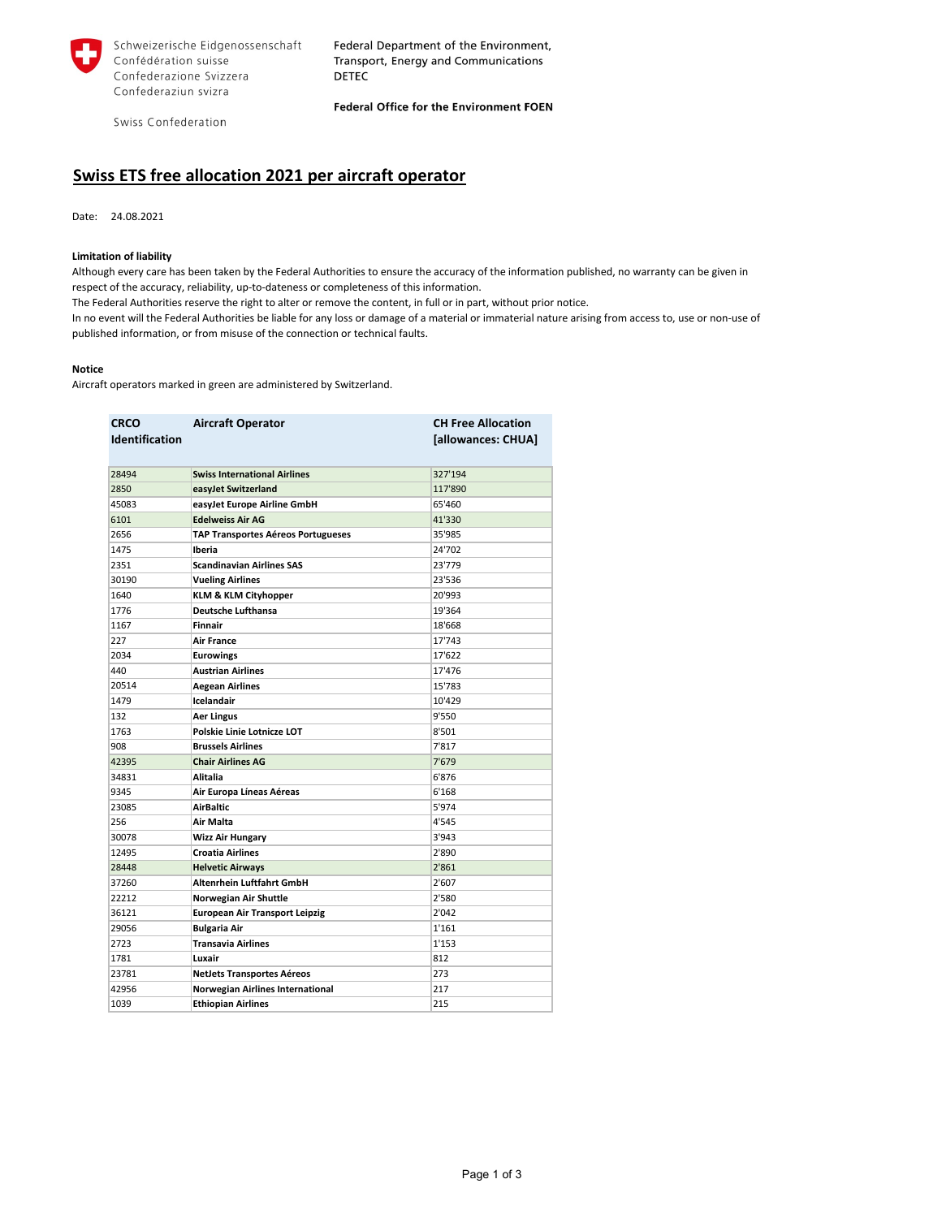Schweizerische Eidgenossenschaft
Confédération suisse
Confederazione Svizzera
Confederaziun svizra

Swiss Confederation

Federal Department of the Environment, Transport, Energy and Communications DETEC

**Federal Office for the Environment FOEN**

# Swiss ETS free allocation 2021 per aircraft operator

Date: 24.08.2021

**Limitation of liability**

Although every care has been taken by the Federal Authorities to ensure the accuracy of the information published, no warranty can be given in respect of the accuracy, reliability, up-to-dateness or completeness of this information.
The Federal Authorities reserve the right to alter or remove the content, in full or in part, without prior notice.
In no event will the Federal Authorities be liable for any loss or damage of a material or immaterial nature arising from access to, use or non-use of published information, or from misuse of the connection or technical faults.

**Notice**

Aircraft operators marked in green are administered by Switzerland.

| CRCO Identification | Aircraft Operator | CH Free Allocation [allowances: CHUA] |
|---|---|---|
| 28494 | **Swiss International Airlines** | 327'194 |
| 2850 | **easyJet Switzerland** | 117'890 |
| 45083 | **easyJet Europe Airline GmbH** | 65'460 |
| 6101 | **Edelweiss Air AG** | 41'330 |
| 2656 | **TAP Transportes Aéreos Portugueses** | 35'985 |
| 1475 | **Iberia** | 24'702 |
| 2351 | **Scandinavian Airlines SAS** | 23'779 |
| 30190 | **Vueling Airlines** | 23'536 |
| 1640 | **KLM & KLM Cityhopper** | 20'993 |
| 1776 | **Deutsche Lufthansa** | 19'364 |
| 1167 | **Finnair** | 18'668 |
| 227 | **Air France** | 17'743 |
| 2034 | **Eurowings** | 17'622 |
| 440 | **Austrian Airlines** | 17'476 |
| 20514 | **Aegean Airlines** | 15'783 |
| 1479 | **Icelandair** | 10'429 |
| 132 | **Aer Lingus** | 9'550 |
| 1763 | **Polskie Linie Lotnicze LOT** | 8'501 |
| 908 | **Brussels Airlines** | 7'817 |
| 42395 | **Chair Airlines AG** | 7'679 |
| 34831 | **Alitalia** | 6'876 |
| 9345 | **Air Europa Líneas Aéreas** | 6'168 |
| 23085 | **AirBaltic** | 5'974 |
| 256 | **Air Malta** | 4'545 |
| 30078 | **Wizz Air Hungary** | 3'943 |
| 12495 | **Croatia Airlines** | 2'890 |
| 28448 | **Helvetic Airways** | 2'861 |
| 37260 | **Altenrhein Luftfahrt GmbH** | 2'607 |
| 22212 | **Norwegian Air Shuttle** | 2'580 |
| 36121 | **European Air Transport Leipzig** | 2'042 |
| 29056 | **Bulgaria Air** | 1'161 |
| 2723 | **Transavia Airlines** | 1'153 |
| 1781 | **Luxair** | 812 |
| 23781 | **NetJets Transportes Aéreos** | 273 |
| 42956 | **Norwegian Airlines International** | 217 |
| 1039 | **Ethiopian Airlines** | 215 |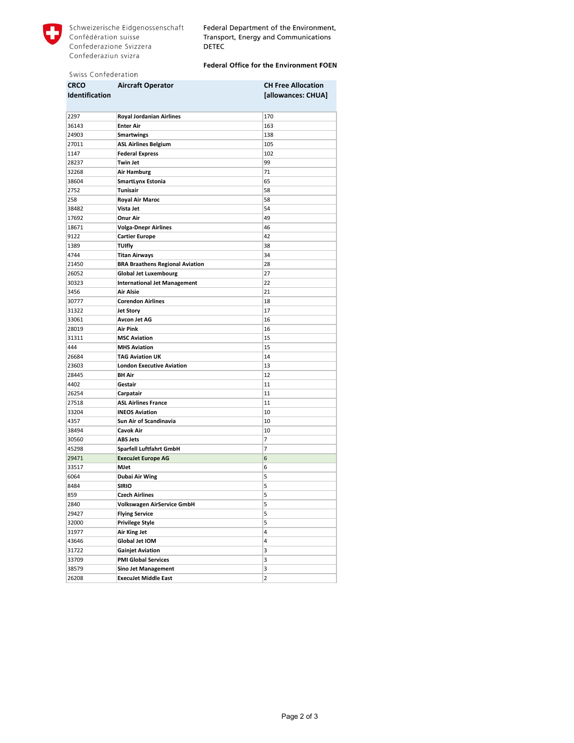Schweizerische Eidgenossenschaft
Confédération suisse
Confederazione Svizzera
Confederaziun svizra

Swiss Confederation

Federal Department of the Environment, Transport, Energy and Communications DETEC

**Federal Office for the Environment FOEN**

| CRCO Identification | Aircraft Operator | CH Free Allocation [allowances: CHUA] |
|---|---|---|
| 2297 | **Royal Jordanian Airlines** | 170 |
| 36143 | **Enter Air** | 163 |
| 24903 | **Smartwings** | 138 |
| 27011 | **ASL Airlines Belgium** | 105 |
| 1147 | **Federal Express** | 102 |
| 28237 | **Twin Jet** | 99 |
| 32268 | **Air Hamburg** | 71 |
| 38604 | **SmartLynx Estonia** | 65 |
| 2752 | **Tunisair** | 58 |
| 258 | **Royal Air Maroc** | 58 |
| 38482 | **Vista Jet** | 54 |
| 17692 | **Onur Air** | 49 |
| 18671 | **Volga-Dnepr Airlines** | 46 |
| 9122 | **Cartier Europe** | 42 |
| 1389 | **TUIfly** | 38 |
| 4744 | **Titan Airways** | 34 |
| 21450 | **BRA Braathens Regional Aviation** | 28 |
| 26052 | **Global Jet Luxembourg** | 27 |
| 30323 | **International Jet Management** | 22 |
| 3456 | **Air Alsie** | 21 |
| 30777 | **Corendon Airlines** | 18 |
| 31322 | **Jet Story** | 17 |
| 33061 | **Avcon Jet AG** | 16 |
| 28019 | **Air Pink** | 16 |
| 31311 | **MSC Aviation** | 15 |
| 444 | **MHS Aviation** | 15 |
| 26684 | **TAG Aviation UK** | 14 |
| 23603 | **London Executive Aviation** | 13 |
| 28445 | **BH Air** | 12 |
| 4402 | **Gestair** | 11 |
| 26254 | **Carpatair** | 11 |
| 27518 | **ASL Airlines France** | 11 |
| 33204 | **INEOS Aviation** | 10 |
| 4357 | **Sun Air of Scandinavia** | 10 |
| 38494 | **Cavok Air** | 10 |
| 30560 | **ABS Jets** | 7 |
| 45298 | **Sparfell Luftfahrt GmbH** | 7 |
| 29471 | **ExecuJet Europe AG** | 6 |
| 33517 | **MJet** | 6 |
| 6064 | **Dubai Air Wing** | 5 |
| 8484 | **SIRIO** | 5 |
| 859 | **Czech Airlines** | 5 |
| 2840 | **Volkswagen AirService GmbH** | 5 |
| 29427 | **Flying Service** | 5 |
| 32000 | **Privilege Style** | 5 |
| 31977 | **Air King Jet** | 4 |
| 43646 | **Global Jet IOM** | 4 |
| 31722 | **Gainjet Aviation** | 3 |
| 33709 | **PMI Global Services** | 3 |
| 38579 | **Sino Jet Management** | 3 |
| 26208 | **ExecuJet Middle East** | 2 |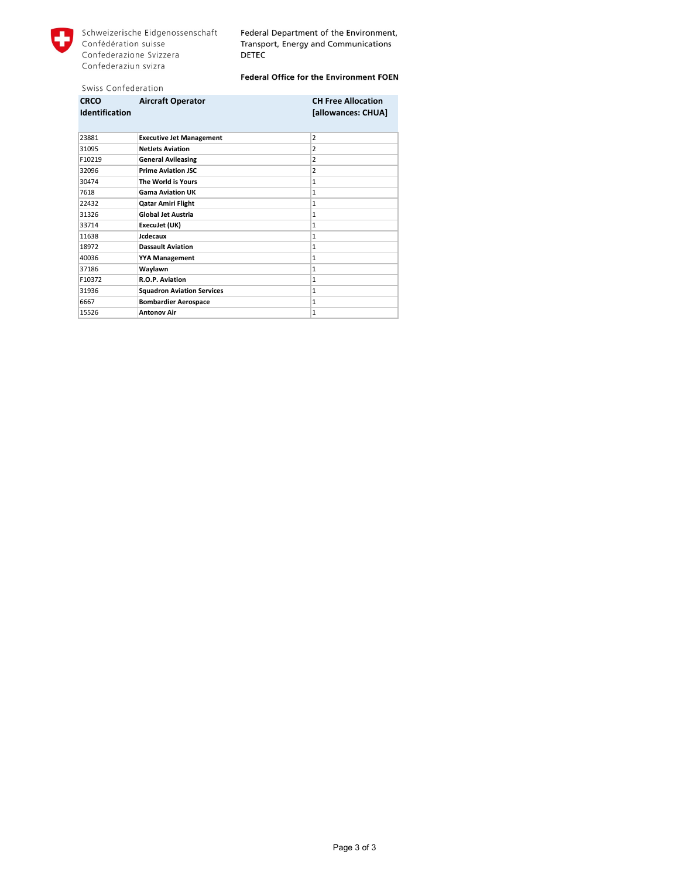Schweizerische Eidgenossenschaft
Confédération suisse
Confederazione Svizzera
Confederaziun svizra

Swiss Confederation

Federal Department of the Environment, Transport, Energy and Communications DETEC

**Federal Office for the Environment FOEN**

| CRCO Identification | Aircraft Operator | CH Free Allocation [allowances: CHUA] |
|---|---|---|
| 23881 | **Executive Jet Management** | 2 |
| 31095 | **NetJets Aviation** | 2 |
| F10219 | **General Avileasing** | 2 |
| 32096 | **Prime Aviation JSC** | 2 |
| 30474 | **The World is Yours** | 1 |
| 7618 | **Gama Aviation UK** | 1 |
| 22432 | **Qatar Amiri Flight** | 1 |
| 31326 | **Global Jet Austria** | 1 |
| 33714 | **ExecuJet (UK)** | 1 |
| 11638 | **Jcdecaux** | 1 |
| 18972 | **Dassault Aviation** | 1 |
| 40036 | **YYA Management** | 1 |
| 37186 | **Waylawn** | 1 |
| F10372 | **R.O.P. Aviation** | 1 |
| 31936 | **Squadron Aviation Services** | 1 |
| 6667 | **Bombardier Aerospace** | 1 |
| 15526 | **Antonov Air** | 1 |